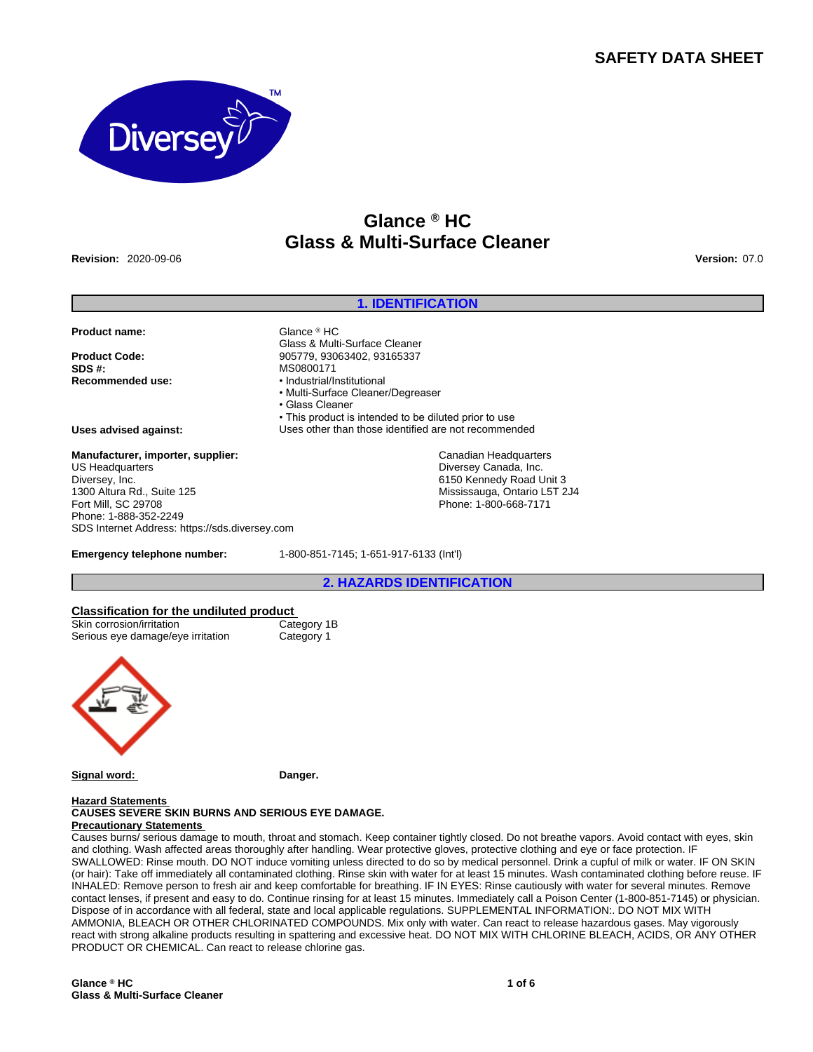# SAFETY DATA SHEET

# Glance ® HC
# Glass & Multi-Surface Cleaner

**Revision:** 2020-09-06 **Version:** 07.0

## 1. IDENTIFICATION

**Product name:** Glance ® HC
Glass & Multi-Surface Cleaner

**Product Code:** 905779, 93063402, 93165337

**SDS #:** MS0800171

**Recommended use:**
- Industrial/Institutional
- Multi-Surface Cleaner/Degreaser
- Glass Cleaner
- This product is intended to be diluted prior to use

**Uses advised against:** Uses other than those identified are not recommended

**Manufacturer, importer, supplier:**

US Headquarters
Diversey, Inc.
1300 Altura Rd., Suite 125
Fort Mill, SC 29708
Phone: 1-888-352-2249
SDS Internet Address: https://sds.diversey.com

Canadian Headquarters
Diversey Canada, Inc.
6150 Kennedy Road Unit 3
Mississauga, Ontario L5T 2J4
Phone: 1-800-668-7171

**Emergency telephone number:** 1-800-851-7145; 1-651-917-6133 (Int'l)

## 2. HAZARDS IDENTIFICATION

**Classification for the undiluted product**

| | |
|---|---|
| Skin corrosion/irritation | Category 1B |
| Serious eye damage/eye irritation | Category 1 |

**Signal word:** **Danger.**

**Hazard Statements**
**CAUSES SEVERE SKIN BURNS AND SERIOUS EYE DAMAGE.**

**Precautionary Statements**
Causes burns/ serious damage to mouth, throat and stomach. Keep container tightly closed. Do not breathe vapors. Avoid contact with eyes, skin and clothing. Wash affected areas thoroughly after handling. Wear protective gloves, protective clothing and eye or face protection. IF SWALLOWED: Rinse mouth. DO NOT induce vomiting unless directed to do so by medical personnel. Drink a cupful of milk or water. IF ON SKIN (or hair): Take off immediately all contaminated clothing. Rinse skin with water for at least 15 minutes. Wash contaminated clothing before reuse. IF INHALED: Remove person to fresh air and keep comfortable for breathing. IF IN EYES: Rinse cautiously with water for several minutes. Remove contact lenses, if present and easy to do. Continue rinsing for at least 15 minutes. Immediately call a Poison Center (1-800-851-7145) or physician. Dispose of in accordance with all federal, state and local applicable regulations. SUPPLEMENTAL INFORMATION:. DO NOT MIX WITH AMMONIA, BLEACH OR OTHER CHLORINATED COMPOUNDS. Mix only with water. Can react to release hazardous gases. May vigorously react with strong alkaline products resulting in spattering and excessive heat. DO NOT MIX WITH CHLORINE BLEACH, ACIDS, OR ANY OTHER PRODUCT OR CHEMICAL. Can react to release chlorine gas.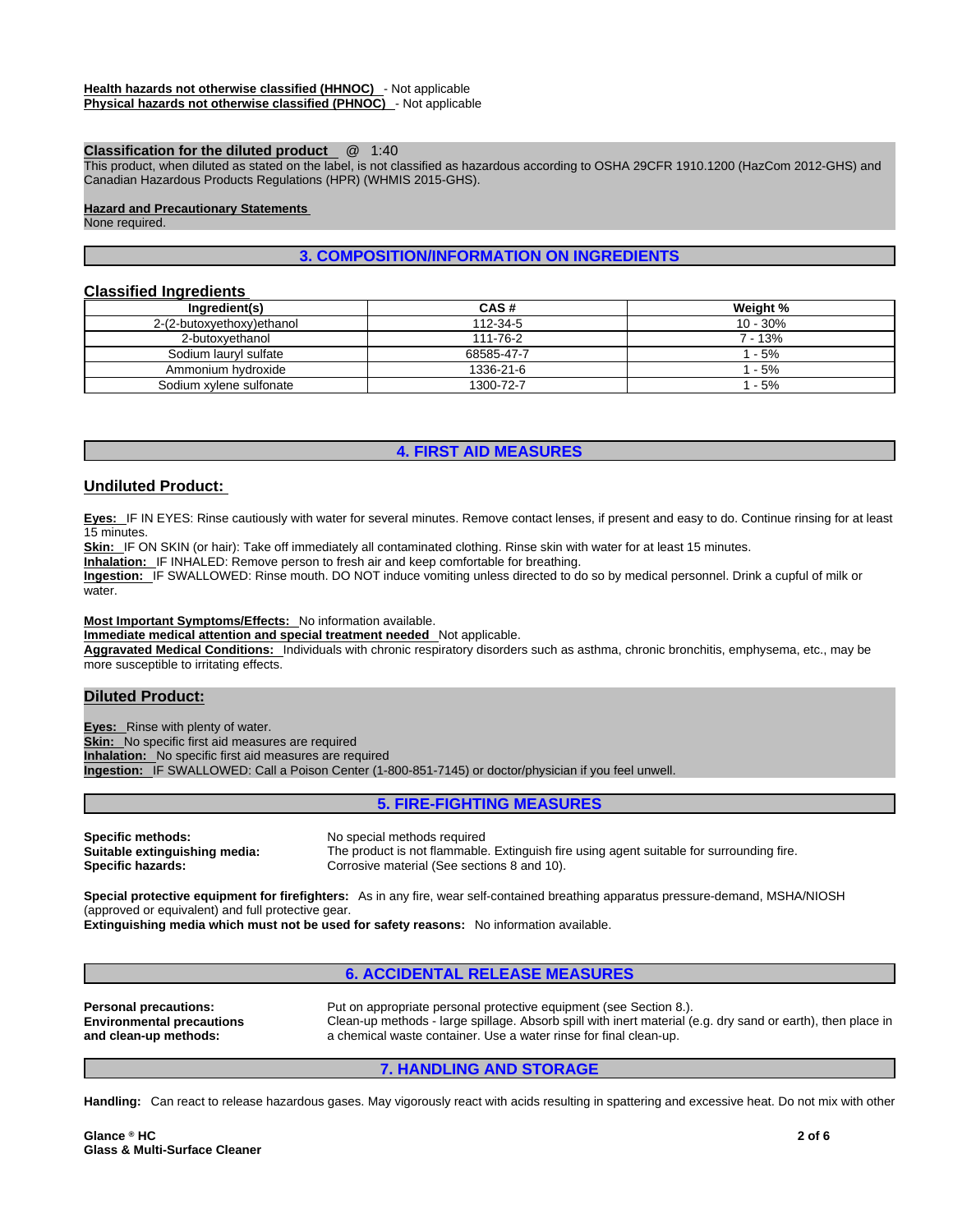**Health hazards not otherwise classified (HHNOC)** - Not applicable
**Physical hazards not otherwise classified (PHNOC)** - Not applicable

**Classification for the diluted product** @ 1:40
This product, when diluted as stated on the label, is not classified as hazardous according to OSHA 29CFR 1910.1200 (HazCom 2012-GHS) and Canadian Hazardous Products Regulations (HPR) (WHMIS 2015-GHS).

**Hazard and Precautionary Statements**
None required.

## 3. COMPOSITION/INFORMATION ON INGREDIENTS

### Classified Ingredients

| Ingredient(s) | CAS # | Weight % |
|---|---|---|
| 2-(2-butoxyethoxy)ethanol | 112-34-5 | 10 - 30% |
| 2-butoxyethanol | 111-76-2 | 7 - 13% |
| Sodium lauryl sulfate | 68585-47-7 | 1 - 5% |
| Ammonium hydroxide | 1336-21-6 | 1 - 5% |
| Sodium xylene sulfonate | 1300-72-7 | 1 - 5% |

## 4. FIRST AID MEASURES

### Undiluted Product:

**Eyes:** IF IN EYES: Rinse cautiously with water for several minutes. Remove contact lenses, if present and easy to do. Continue rinsing for at least 15 minutes.
**Skin:** IF ON SKIN (or hair): Take off immediately all contaminated clothing. Rinse skin with water for at least 15 minutes.
**Inhalation:** IF INHALED: Remove person to fresh air and keep comfortable for breathing.
**Ingestion:** IF SWALLOWED: Rinse mouth. DO NOT induce vomiting unless directed to do so by medical personnel. Drink a cupful of milk or water.

**Most Important Symptoms/Effects:** No information available.
**Immediate medical attention and special treatment needed** Not applicable.
**Aggravated Medical Conditions:** Individuals with chronic respiratory disorders such as asthma, chronic bronchitis, emphysema, etc., may be more susceptible to irritating effects.

### Diluted Product:

**Eyes:** Rinse with plenty of water.
**Skin:** No specific first aid measures are required
**Inhalation:** No specific first aid measures are required
**Ingestion:** IF SWALLOWED: Call a Poison Center (1-800-851-7145) or doctor/physician if you feel unwell.

## 5. FIRE-FIGHTING MEASURES

**Specific methods:** No special methods required
**Suitable extinguishing media:** The product is not flammable. Extinguish fire using agent suitable for surrounding fire.
**Specific hazards:** Corrosive material (See sections 8 and 10).

**Special protective equipment for firefighters:** As in any fire, wear self-contained breathing apparatus pressure-demand, MSHA/NIOSH (approved or equivalent) and full protective gear.
**Extinguishing media which must not be used for safety reasons:** No information available.

## 6. ACCIDENTAL RELEASE MEASURES

**Personal precautions:** Put on appropriate personal protective equipment (see Section 8.).
**Environmental precautions and clean-up methods:** Clean-up methods - large spillage. Absorb spill with inert material (e.g. dry sand or earth), then place in a chemical waste container. Use a water rinse for final clean-up.

## 7. HANDLING AND STORAGE

**Handling:** Can react to release hazardous gases. May vigorously react with acids resulting in spattering and excessive heat. Do not mix with other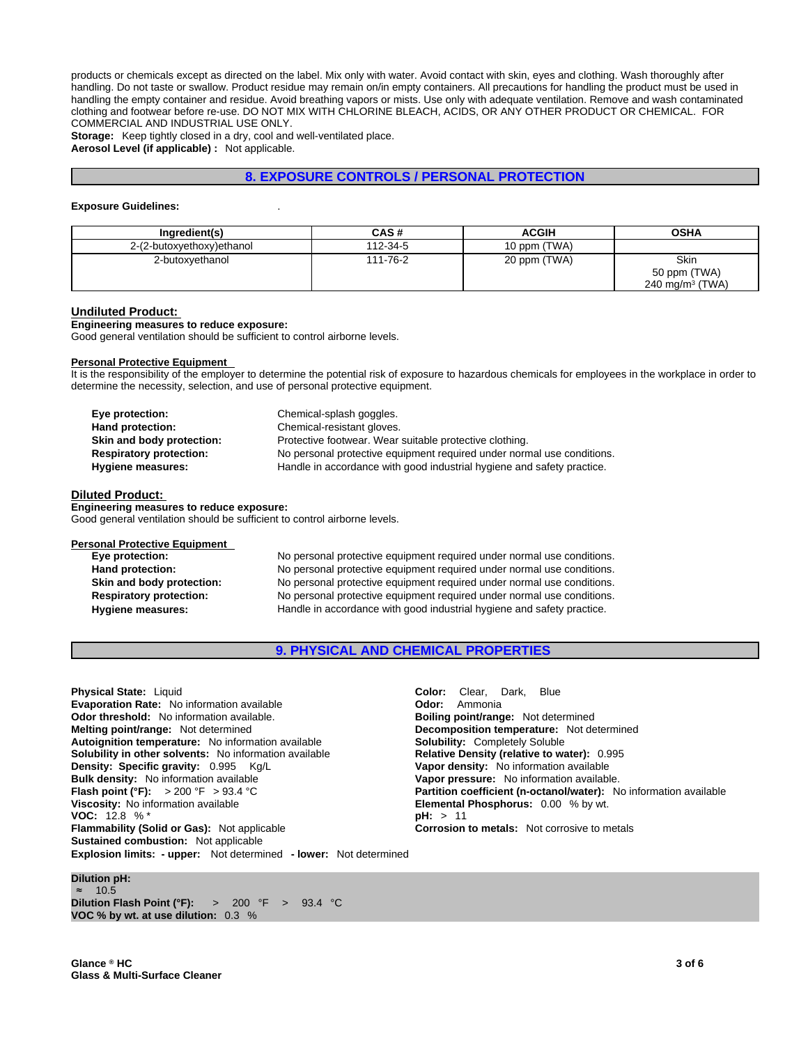products or chemicals except as directed on the label. Mix only with water. Avoid contact with skin, eyes and clothing. Wash thoroughly after handling. Do not taste or swallow. Product residue may remain on/in empty containers. All precautions for handling the product must be used in handling the empty container and residue. Avoid breathing vapors or mists. Use only with adequate ventilation. Remove and wash contaminated clothing and footwear before re-use. DO NOT MIX WITH CHLORINE BLEACH, ACIDS, OR ANY OTHER PRODUCT OR CHEMICAL. FOR COMMERCIAL AND INDUSTRIAL USE ONLY.

**Storage:** Keep tightly closed in a dry, cool and well-ventilated place.

**Aerosol Level (if applicable) :** Not applicable.

## 8. EXPOSURE CONTROLS / PERSONAL PROTECTION

**Exposure Guidelines:** .

| Ingredient(s) | CAS # | ACGIH | OSHA |
|---|---|---|---|
| 2-(2-butoxyethoxy)ethanol | 112-34-5 | 10 ppm (TWA) | |
| 2-butoxyethanol | 111-76-2 | 20 ppm (TWA) | Skin<br>50 ppm (TWA)<br>240 mg/m³ (TWA) |

### Undiluted Product:

**Engineering measures to reduce exposure:**
Good general ventilation should be sufficient to control airborne levels.

**Personal Protective Equipment**
It is the responsibility of the employer to determine the potential risk of exposure to hazardous chemicals for employees in the workplace in order to determine the necessity, selection, and use of personal protective equipment.

**Eye protection:** Chemical-splash goggles.
**Hand protection:** Chemical-resistant gloves.
**Skin and body protection:** Protective footwear. Wear suitable protective clothing.
**Respiratory protection:** No personal protective equipment required under normal use conditions.
**Hygiene measures:** Handle in accordance with good industrial hygiene and safety practice.

### Diluted Product:

**Engineering measures to reduce exposure:**
Good general ventilation should be sufficient to control airborne levels.

**Personal Protective Equipment**
**Eye protection:** No personal protective equipment required under normal use conditions.
**Hand protection:** No personal protective equipment required under normal use conditions.
**Skin and body protection:** No personal protective equipment required under normal use conditions.
**Respiratory protection:** No personal protective equipment required under normal use conditions.
**Hygiene measures:** Handle in accordance with good industrial hygiene and safety practice.

## 9. PHYSICAL AND CHEMICAL PROPERTIES

**Physical State:** Liquid
**Evaporation Rate:** No information available
**Odor threshold:** No information available.
**Melting point/range:** Not determined
**Autoignition temperature:** No information available
**Solubility in other solvents:** No information available
**Density: Specific gravity:** 0.995 Kg/L
**Bulk density:** No information available
**Flash point (°F):** > 200 °F > 93.4 °C
**Viscosity:** No information available
**VOC:** 12.8 % *
**Flammability (Solid or Gas):** Not applicable
**Sustained combustion:** Not applicable
**Explosion limits: - upper:** Not determined **- lower:** Not determined

**Color:** Clear, Dark, Blue
**Odor:** Ammonia
**Boiling point/range:** Not determined
**Decomposition temperature:** Not determined
**Solubility:** Completely Soluble
**Relative Density (relative to water):** 0.995
**Vapor density:** No information available
**Vapor pressure:** No information available.
**Partition coefficient (n-octanol/water):** No information available
**Elemental Phosphorus:** 0.00 % by wt.
**pH:** > 11
**Corrosion to metals:** Not corrosive to metals

**Dilution pH:**
≈ 10.5
**Dilution Flash Point (°F):** > 200 °F > 93.4 °C
**VOC % by wt. at use dilution:** 0.3 %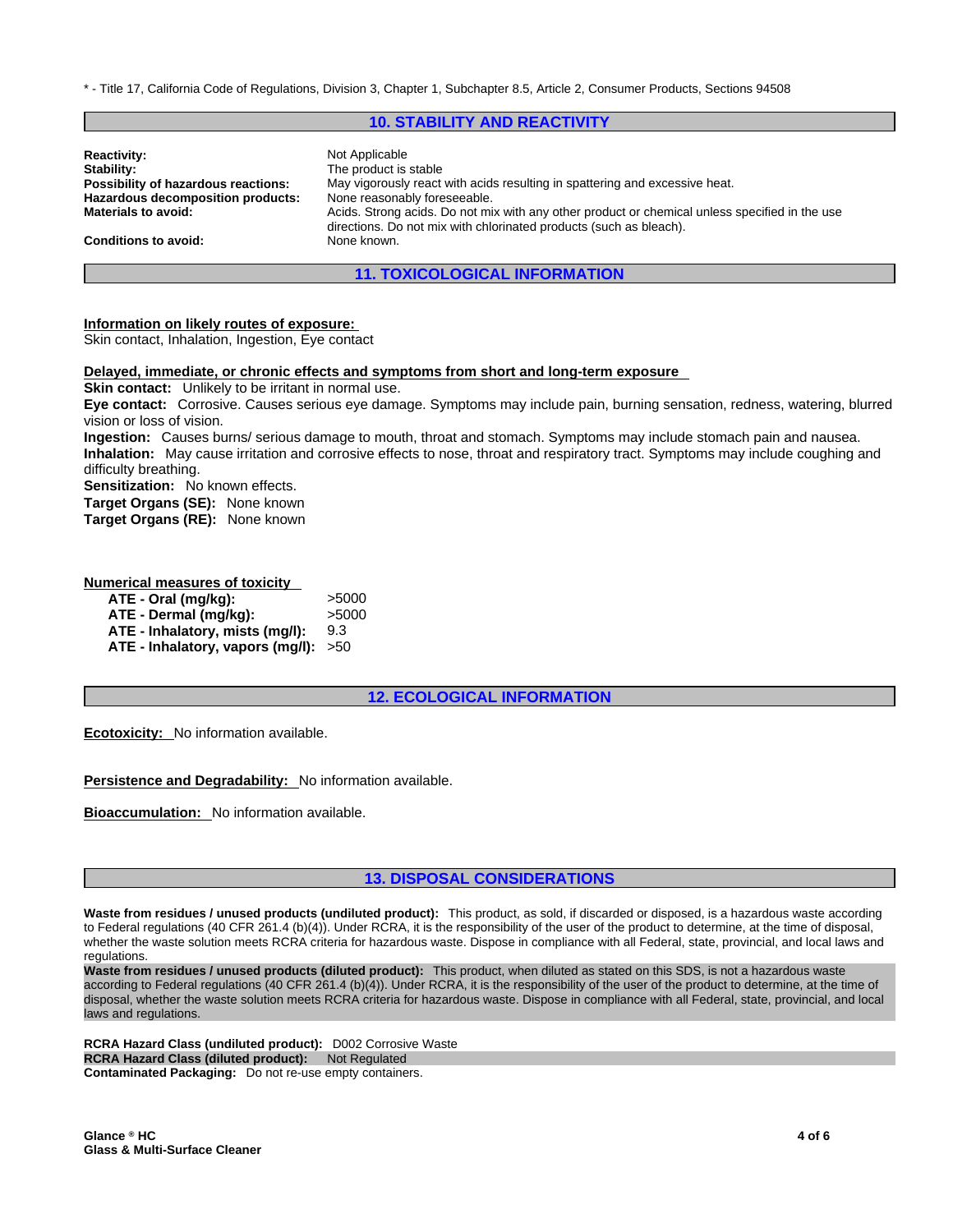* - Title 17, California Code of Regulations, Division 3, Chapter 1, Subchapter 8.5, Article 2, Consumer Products, Sections 94508

## 10. STABILITY AND REACTIVITY

**Reactivity:** Not Applicable
**Stability:** The product is stable
**Possibility of hazardous reactions:** May vigorously react with acids resulting in spattering and excessive heat.
**Hazardous decomposition products:** None reasonably foreseeable.
**Materials to avoid:** Acids. Strong acids. Do not mix with any other product or chemical unless specified in the use directions. Do not mix with chlorinated products (such as bleach).
**Conditions to avoid:** None known.

## 11. TOXICOLOGICAL INFORMATION

**Information on likely routes of exposure:**
Skin contact, Inhalation, Ingestion, Eye contact

**Delayed, immediate, or chronic effects and symptoms from short and long-term exposure**
**Skin contact:** Unlikely to be irritant in normal use.
**Eye contact:** Corrosive. Causes serious eye damage. Symptoms may include pain, burning sensation, redness, watering, blurred vision or loss of vision.
**Ingestion:** Causes burns/ serious damage to mouth, throat and stomach. Symptoms may include stomach pain and nausea.
**Inhalation:** May cause irritation and corrosive effects to nose, throat and respiratory tract. Symptoms may include coughing and difficulty breathing.
**Sensitization:** No known effects.
**Target Organs (SE):** None known
**Target Organs (RE):** None known

**Numerical measures of toxicity**

| | |
|---|---|
| **ATE - Oral (mg/kg):** | >5000 |
| **ATE - Dermal (mg/kg):** | >5000 |
| **ATE - Inhalatory, mists (mg/l):** | 9.3 |
| **ATE - Inhalatory, vapors (mg/l):** | >50 |

## 12. ECOLOGICAL INFORMATION

**Ecotoxicity:** No information available.

**Persistence and Degradability:** No information available.

**Bioaccumulation:** No information available.

## 13. DISPOSAL CONSIDERATIONS

**Waste from residues / unused products (undiluted product):** This product, as sold, if discarded or disposed, is a hazardous waste according to Federal regulations (40 CFR 261.4 (b)(4)). Under RCRA, it is the responsibility of the user of the product to determine, at the time of disposal, whether the waste solution meets RCRA criteria for hazardous waste. Dispose in compliance with all Federal, state, provincial, and local laws and regulations.
**Waste from residues / unused products (diluted product):** This product, when diluted as stated on this SDS, is not a hazardous waste according to Federal regulations (40 CFR 261.4 (b)(4)). Under RCRA, it is the responsibility of the user of the product to determine, at the time of disposal, whether the waste solution meets RCRA criteria for hazardous waste. Dispose in compliance with all Federal, state, provincial, and local laws and regulations.

**RCRA Hazard Class (undiluted product):** D002 Corrosive Waste
**RCRA Hazard Class (diluted product):** Not Regulated
**Contaminated Packaging:** Do not re-use empty containers.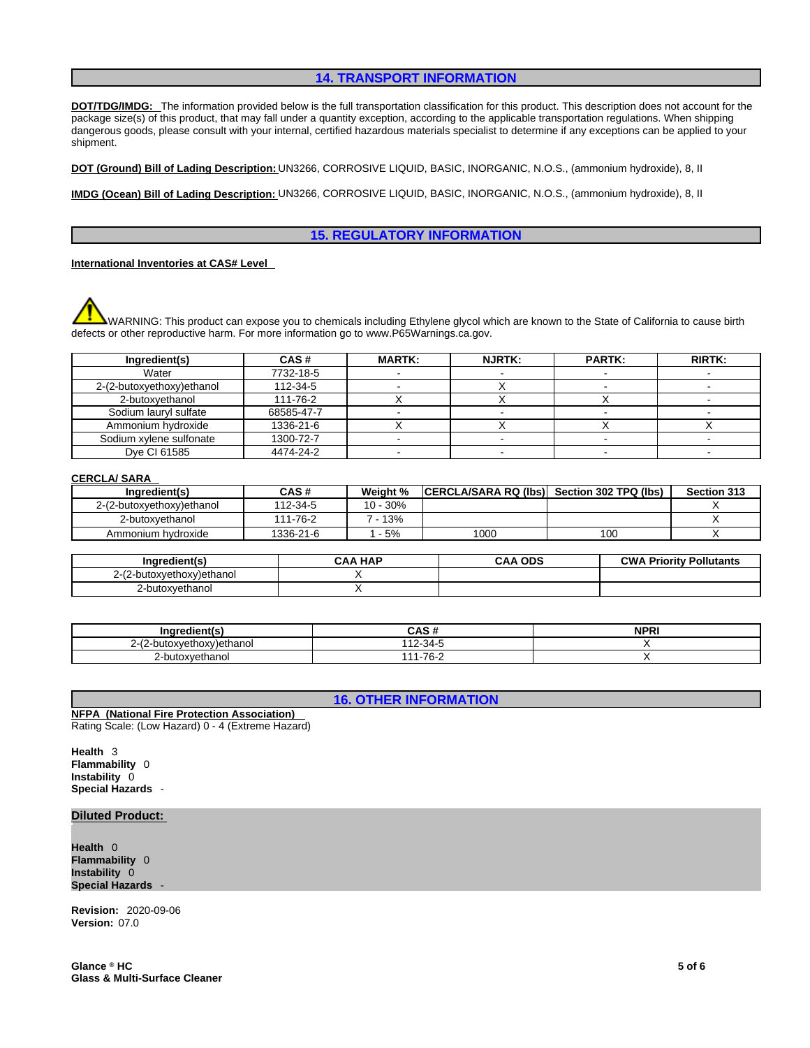## 14. TRANSPORT INFORMATION

**DOT/TDG/IMDG:** The information provided below is the full transportation classification for this product. This description does not account for the package size(s) of this product, that may fall under a quantity exception, according to the applicable transportation regulations. When shipping dangerous goods, please consult with your internal, certified hazardous materials specialist to determine if any exceptions can be applied to your shipment.

**DOT (Ground) Bill of Lading Description:** UN3266, CORROSIVE LIQUID, BASIC, INORGANIC, N.O.S., (ammonium hydroxide), 8, II

**IMDG (Ocean) Bill of Lading Description:** UN3266, CORROSIVE LIQUID, BASIC, INORGANIC, N.O.S., (ammonium hydroxide), 8, II

## 15. REGULATORY INFORMATION

**International Inventories at CAS# Level**

WARNING: This product can expose you to chemicals including Ethylene glycol which are known to the State of California to cause birth defects or other reproductive harm. For more information go to www.P65Warnings.ca.gov.

| Ingredient(s) | CAS # | MARTK: | NJRTK: | PARTK: | RIRTK: |
|---|---|---|---|---|---|
| Water | 7732-18-5 | - | - | - | - |
| 2-(2-butoxyethoxy)ethanol | 112-34-5 | - | X | - | - |
| 2-butoxyethanol | 111-76-2 | X | X | X | - |
| Sodium lauryl sulfate | 68585-47-7 | - | - | - | - |
| Ammonium hydroxide | 1336-21-6 | X | X | X | X |
| Sodium xylene sulfonate | 1300-72-7 | - | - | - | - |
| Dye CI 61585 | 4474-24-2 | - | - | - | - |

**CERCLA/ SARA**

| Ingredient(s) | CAS # | Weight % | CERCLA/SARA RQ (lbs) | Section 302 TPQ (lbs) | Section 313 |
|---|---|---|---|---|---|
| 2-(2-butoxyethoxy)ethanol | 112-34-5 | 10 - 30% | | | X |
| 2-butoxyethanol | 111-76-2 | 7 - 13% | | | X |
| Ammonium hydroxide | 1336-21-6 | 1 - 5% | 1000 | 100 | X |

| Ingredient(s) | CAA HAP | CAA ODS | CWA Priority Pollutants |
|---|---|---|---|
| 2-(2-butoxyethoxy)ethanol | X | | |
| 2-butoxyethanol | X | | |

| Ingredient(s) | CAS # | NPRI |
|---|---|---|
| 2-(2-butoxyethoxy)ethanol | 112-34-5 | X |
| 2-butoxyethanol | 111-76-2 | X |

## 16. OTHER INFORMATION

**NFPA (National Fire Protection Association)**
Rating Scale: (Low Hazard) 0 - 4 (Extreme Hazard)

**Health** 3
**Flammability** 0
**Instability** 0
**Special Hazards** -

**Diluted Product:**

**Health** 0
**Flammability** 0
**Instability** 0
**Special Hazards** -

**Revision:** 2020-09-06
**Version:** 07.0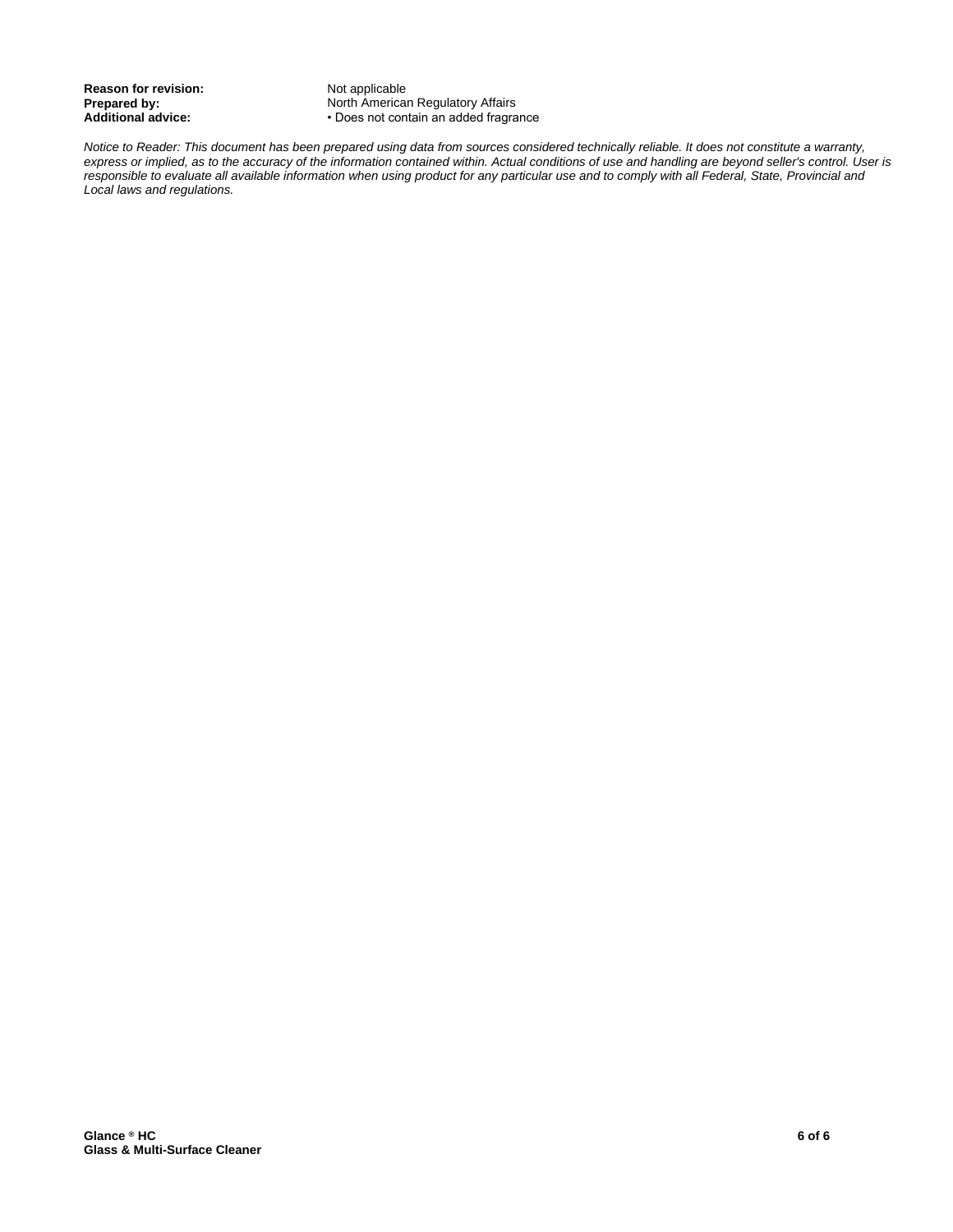**Reason for revision:** Not applicable
**Prepared by:** North American Regulatory Affairs
**Additional advice:** • Does not contain an added fragrance

*Notice to Reader: This document has been prepared using data from sources considered technically reliable. It does not constitute a warranty, express or implied, as to the accuracy of the information contained within. Actual conditions of use and handling are beyond seller's control. User is responsible to evaluate all available information when using product for any particular use and to comply with all Federal, State, Provincial and Local laws and regulations.*